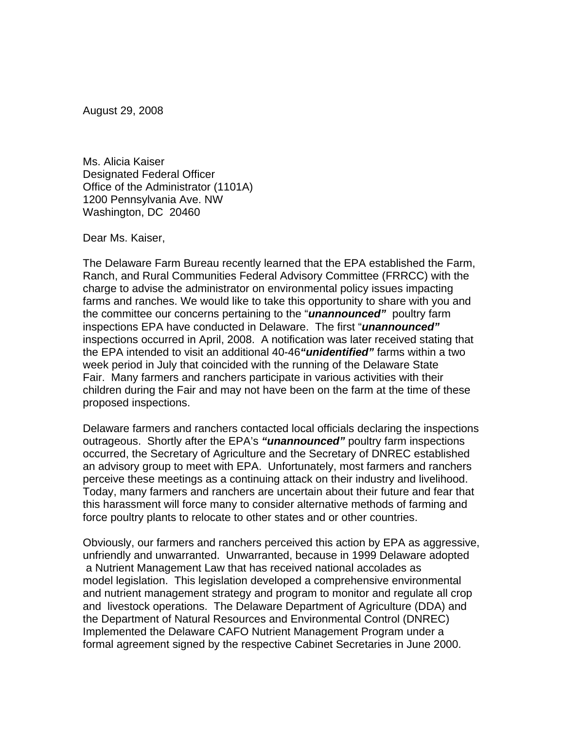August 29, 2008

Ms. Alicia Kaiser  
Designated Federal Officer  
Office of the Administrator (1101A)  
1200 Pennsylvania Ave. NW  
Washington, DC 20460

Dear Ms. Kaiser,

The Delaware Farm Bureau recently learned that the EPA established the Farm, Ranch, and Rural Communities Federal Advisory Committee (FRRCC) with the charge to advise the administrator on environmental policy issues impacting farms and ranches. We would like to take this opportunity to share with you and the committee our concerns pertaining to the "***unannounced***" poultry farm inspections EPA have conducted in Delaware. The first "***unannounced***" inspections occurred in April, 2008. A notification was later received stating that the EPA intended to visit an additional 40-46***"unidentified"*** farms within a two week period in July that coincided with the running of the Delaware State Fair. Many farmers and ranchers participate in various activities with their children during the Fair and may not have been on the farm at the time of these proposed inspections.

Delaware farmers and ranchers contacted local officials declaring the inspections outrageous. Shortly after the EPA's ***"unannounced"*** poultry farm inspections occurred, the Secretary of Agriculture and the Secretary of DNREC established an advisory group to meet with EPA. Unfortunately, most farmers and ranchers perceive these meetings as a continuing attack on their industry and livelihood. Today, many farmers and ranchers are uncertain about their future and fear that this harassment will force many to consider alternative methods of farming and force poultry plants to relocate to other states and or other countries.

Obviously, our farmers and ranchers perceived this action by EPA as aggressive, unfriendly and unwarranted. Unwarranted, because in 1999 Delaware adopted a Nutrient Management Law that has received national accolades as model legislation. This legislation developed a comprehensive environmental and nutrient management strategy and program to monitor and regulate all crop and livestock operations. The Delaware Department of Agriculture (DDA) and the Department of Natural Resources and Environmental Control (DNREC) Implemented the Delaware CAFO Nutrient Management Program under a formal agreement signed by the respective Cabinet Secretaries in June 2000.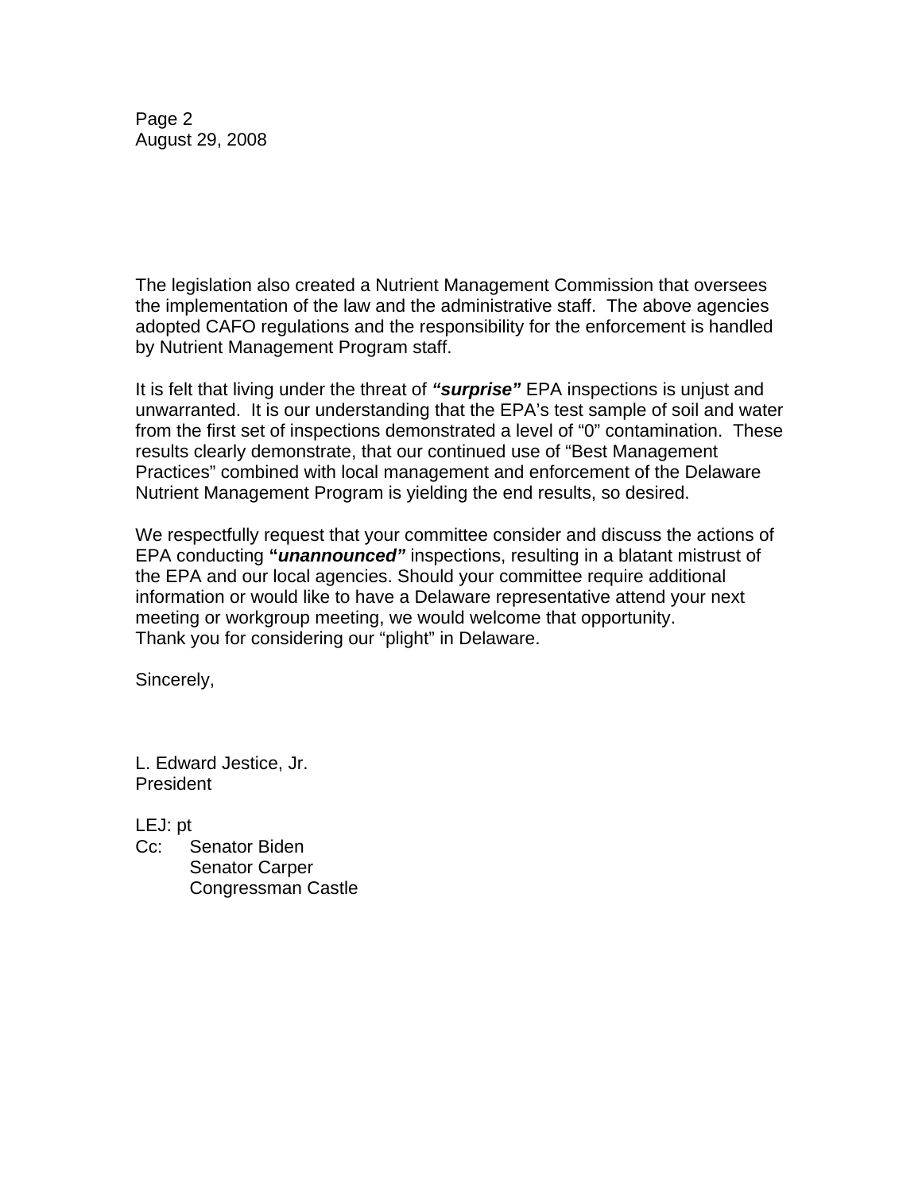The legislation also created a Nutrient Management Commission that oversees the implementation of the law and the administrative staff. The above agencies adopted CAFO regulations and the responsibility for the enforcement is handled by Nutrient Management Program staff.

It is felt that living under the threat of ***"surprise"*** EPA inspections is unjust and unwarranted. It is our understanding that the EPA's test sample of soil and water from the first set of inspections demonstrated a level of "0" contamination. These results clearly demonstrate, that our continued use of "Best Management Practices" combined with local management and enforcement of the Delaware Nutrient Management Program is yielding the end results, so desired.

We respectfully request that your committee consider and discuss the actions of EPA conducting ***"unannounced"*** inspections, resulting in a blatant mistrust of the EPA and our local agencies. Should your committee require additional information or would like to have a Delaware representative attend your next meeting or workgroup meeting, we would welcome that opportunity.
Thank you for considering our "plight" in Delaware.

Sincerely,

L. Edward Jestice, Jr.
President

LEJ: pt
Cc: Senator Biden
Senator Carper
Congressman Castle